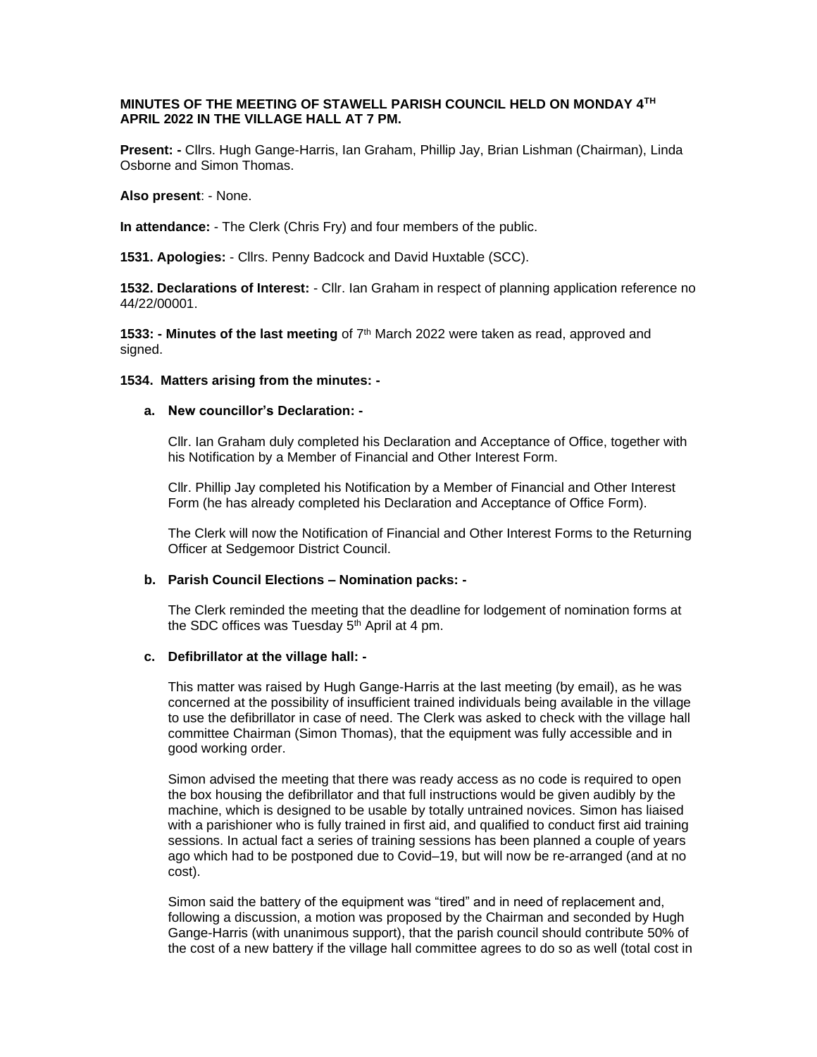**MINUTES OF THE MEETING OF STAWELL PARISH COUNCIL HELD ON MONDAY 4TH APRIL 2022 IN THE VILLAGE HALL AT 7 PM.**

**Present: -** Cllrs. Hugh Gange-Harris, Ian Graham, Phillip Jay, Brian Lishman (Chairman), Linda Osborne and Simon Thomas.

**Also present**: - None.

**In attendance:** - The Clerk (Chris Fry) and four members of the public.

**1531. Apologies:** - Cllrs. Penny Badcock and David Huxtable (SCC).

**1532. Declarations of Interest:** - Cllr. Ian Graham in respect of planning application reference no 44/22/00001.

**1533: - Minutes of the last meeting** of 7th March 2022 were taken as read, approved and signed.

**1534. Matters arising from the minutes: -**

**a. New councillor's Declaration: -**

Cllr. Ian Graham duly completed his Declaration and Acceptance of Office, together with his Notification by a Member of Financial and Other Interest Form.

Cllr. Phillip Jay completed his Notification by a Member of Financial and Other Interest Form (he has already completed his Declaration and Acceptance of Office Form).

The Clerk will now the Notification of Financial and Other Interest Forms to the Returning Officer at Sedgemoor District Council.

**b. Parish Council Elections – Nomination packs: -**

The Clerk reminded the meeting that the deadline for lodgement of nomination forms at the SDC offices was Tuesday 5th April at 4 pm.

**c. Defibrillator at the village hall: -**

This matter was raised by Hugh Gange-Harris at the last meeting (by email), as he was concerned at the possibility of insufficient trained individuals being available in the village to use the defibrillator in case of need. The Clerk was asked to check with the village hall committee Chairman (Simon Thomas), that the equipment was fully accessible and in good working order.

Simon advised the meeting that there was ready access as no code is required to open the box housing the defibrillator and that full instructions would be given audibly by the machine, which is designed to be usable by totally untrained novices. Simon has liaised with a parishioner who is fully trained in first aid, and qualified to conduct first aid training sessions. In actual fact a series of training sessions has been planned a couple of years ago which had to be postponed due to Covid–19, but will now be re-arranged (and at no cost).

Simon said the battery of the equipment was "tired" and in need of replacement and, following a discussion, a motion was proposed by the Chairman and seconded by Hugh Gange-Harris (with unanimous support), that the parish council should contribute 50% of the cost of a new battery if the village hall committee agrees to do so as well (total cost in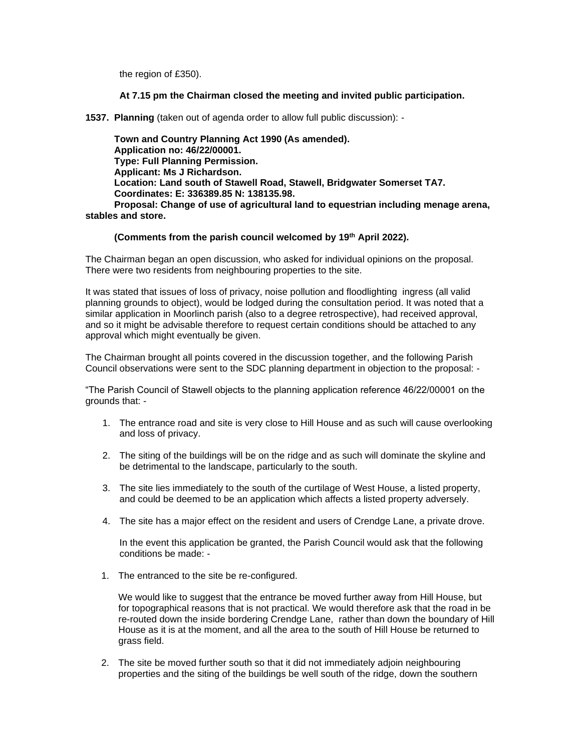the region of £350).

**At 7.15 pm the Chairman closed the meeting and invited public participation.**

**1537. Planning** (taken out of agenda order to allow full public discussion): -

**Town and Country Planning Act 1990 (As amended).**
**Application no: 46/22/00001.**
**Type: Full Planning Permission.**
**Applicant: Ms J Richardson.**
**Location: Land south of Stawell Road, Stawell, Bridgwater Somerset TA7.**
**Coordinates: E: 336389.85 N: 138135.98.**
**Proposal: Change of use of agricultural land to equestrian including menage arena, stables and store.**

**(Comments from the parish council welcomed by 19th April 2022).**

The Chairman began an open discussion, who asked for individual opinions on the proposal. There were two residents from neighbouring properties to the site.

It was stated that issues of loss of privacy, noise pollution and floodlighting ingress (all valid planning grounds to object), would be lodged during the consultation period. It was noted that a similar application in Moorlinch parish (also to a degree retrospective), had received approval, and so it might be advisable therefore to request certain conditions should be attached to any approval which might eventually be given.

The Chairman brought all points covered in the discussion together, and the following Parish Council observations were sent to the SDC planning department in objection to the proposal: -

"The Parish Council of Stawell objects to the planning application reference 46/22/00001 on the grounds that: -

1. The entrance road and site is very close to Hill House and as such will cause overlooking and loss of privacy.
2. The siting of the buildings will be on the ridge and as such will dominate the skyline and be detrimental to the landscape, particularly to the south.
3. The site lies immediately to the south of the curtilage of West House, a listed property, and could be deemed to be an application which affects a listed property adversely.
4. The site has a major effect on the resident and users of Crendge Lane, a private drove.

   In the event this application be granted, the Parish Council would ask that the following conditions be made: -

1. The entranced to the site be re-configured.

   We would like to suggest that the entrance be moved further away from Hill House, but for topographical reasons that is not practical. We would therefore ask that the road in be re-routed down the inside bordering Crendge Lane, rather than down the boundary of Hill House as it is at the moment, and all the area to the south of Hill House be returned to grass field.

2. The site be moved further south so that it did not immediately adjoin neighbouring properties and the siting of the buildings be well south of the ridge, down the southern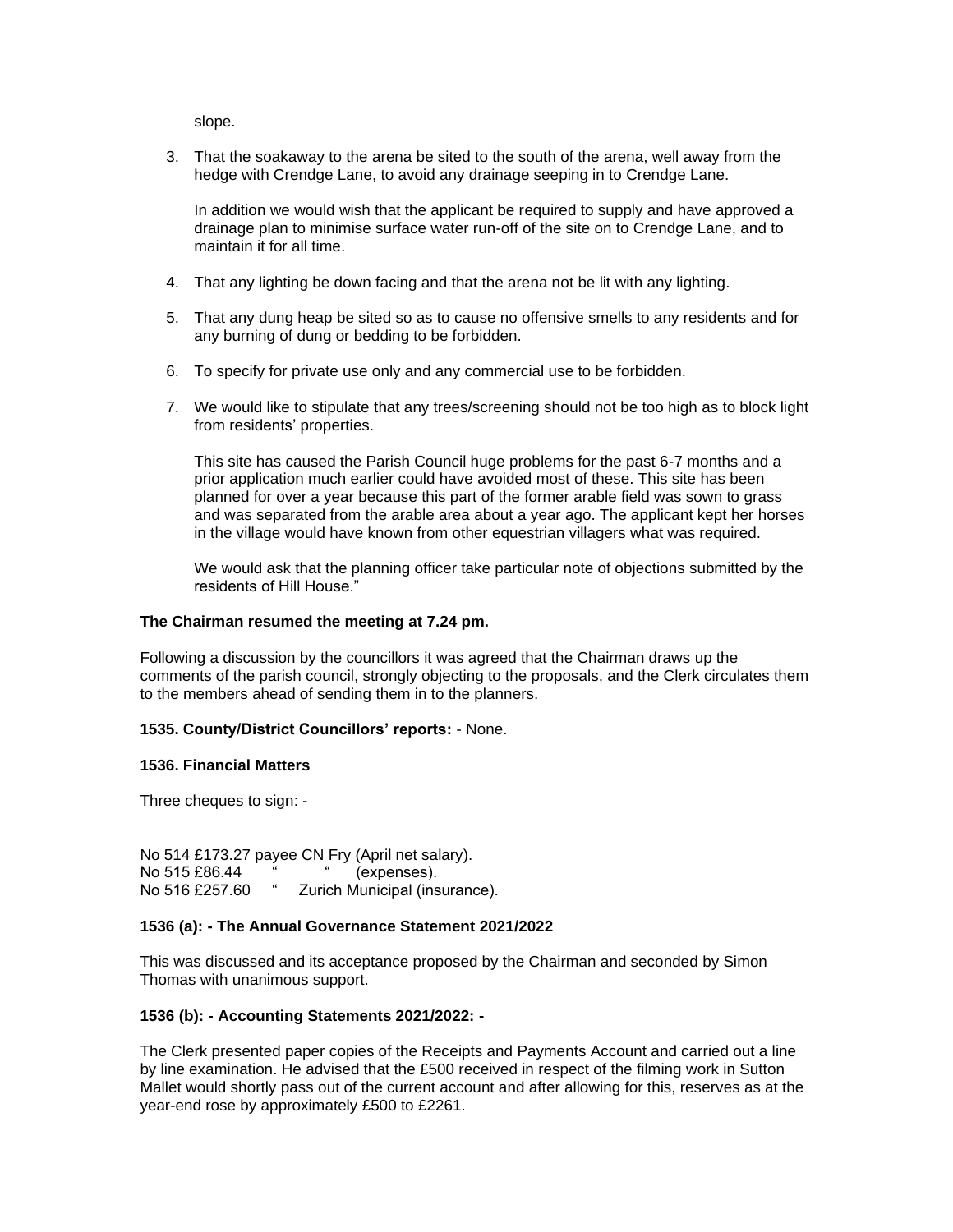slope.

3. That the soakaway to the arena be sited to the south of the arena, well away from the hedge with Crendge Lane, to avoid any drainage seeping in to Crendge Lane.

   In addition we would wish that the applicant be required to supply and have approved a drainage plan to minimise surface water run-off of the site on to Crendge Lane, and to maintain it for all time.

4. That any lighting be down facing and that the arena not be lit with any lighting.

5. That any dung heap be sited so as to cause no offensive smells to any residents and for any burning of dung or bedding to be forbidden.

6. To specify for private use only and any commercial use to be forbidden.

7. We would like to stipulate that any trees/screening should not be too high as to block light from residents' properties.

   This site has caused the Parish Council huge problems for the past 6-7 months and a prior application much earlier could have avoided most of these. This site has been planned for over a year because this part of the former arable field was sown to grass and was separated from the arable area about a year ago. The applicant kept her horses in the village would have known from other equestrian villagers what was required.

   We would ask that the planning officer take particular note of objections submitted by the residents of Hill House."

**The Chairman resumed the meeting at 7.24 pm.**

Following a discussion by the councillors it was agreed that the Chairman draws up the comments of the parish council, strongly objecting to the proposals, and the Clerk circulates them to the members ahead of sending them in to the planners.

**1535. County/District Councillors' reports:** - None.

**1536. Financial Matters**

Three cheques to sign: -

No 514 £173.27 payee CN Fry (April net salary).
No 515 £86.44 " " (expenses).
No 516 £257.60 " Zurich Municipal (insurance).

**1536 (a): - The Annual Governance Statement 2021/2022**

This was discussed and its acceptance proposed by the Chairman and seconded by Simon Thomas with unanimous support.

**1536 (b): - Accounting Statements 2021/2022: -**

The Clerk presented paper copies of the Receipts and Payments Account and carried out a line by line examination. He advised that the £500 received in respect of the filming work in Sutton Mallet would shortly pass out of the current account and after allowing for this, reserves as at the year-end rose by approximately £500 to £2261.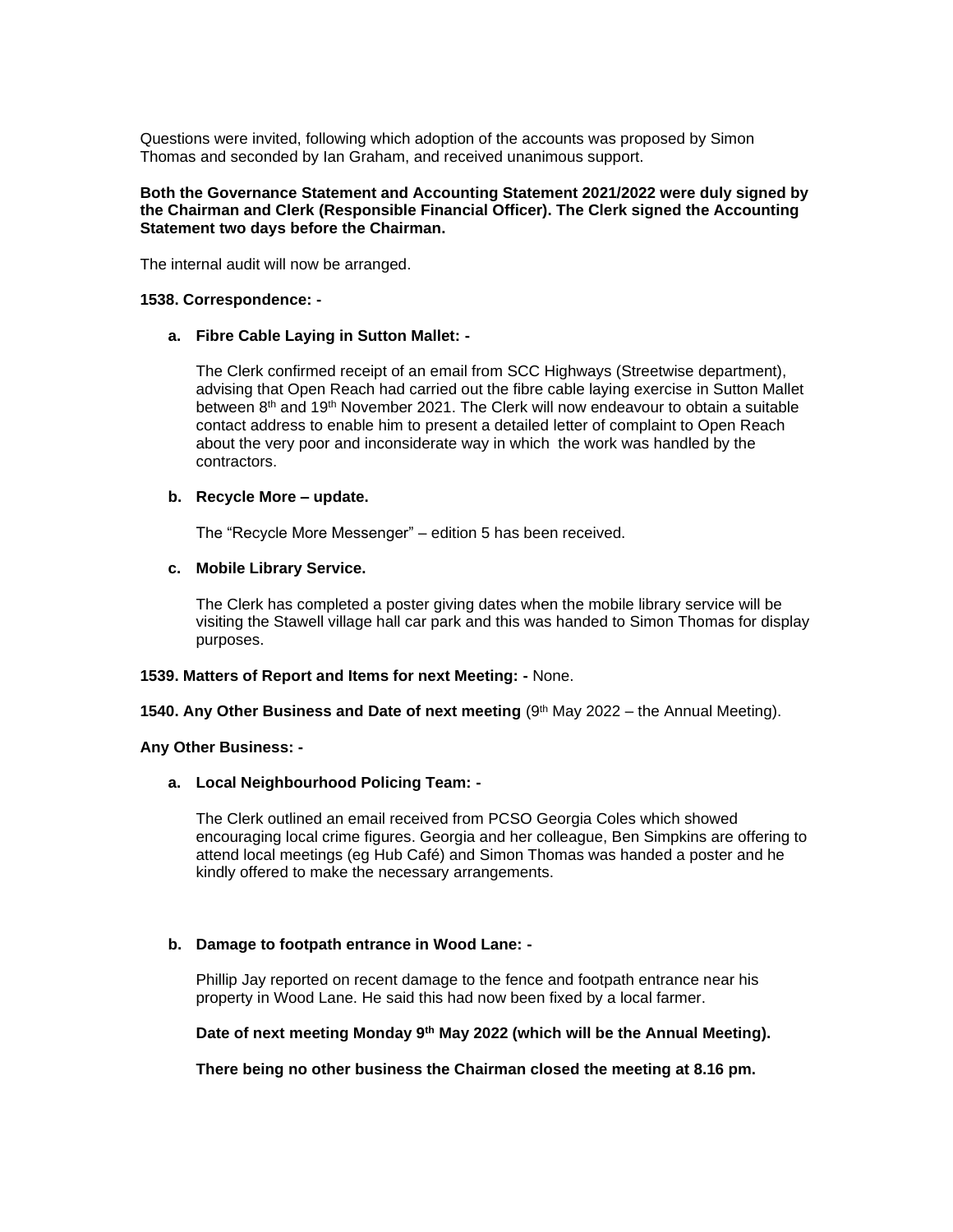Questions were invited, following which adoption of the accounts was proposed by Simon Thomas and seconded by Ian Graham, and received unanimous support.

**Both the Governance Statement and Accounting Statement 2021/2022 were duly signed by the Chairman and Clerk (Responsible Financial Officer). The Clerk signed the Accounting Statement two days before the Chairman.**

The internal audit will now be arranged.

**1538. Correspondence: -**

**a. Fibre Cable Laying in Sutton Mallet: -**

The Clerk confirmed receipt of an email from SCC Highways (Streetwise department), advising that Open Reach had carried out the fibre cable laying exercise in Sutton Mallet between 8th and 19th November 2021. The Clerk will now endeavour to obtain a suitable contact address to enable him to present a detailed letter of complaint to Open Reach about the very poor and inconsiderate way in which the work was handled by the contractors.

**b. Recycle More – update.**

The "Recycle More Messenger" – edition 5 has been received.

**c. Mobile Library Service.**

The Clerk has completed a poster giving dates when the mobile library service will be visiting the Stawell village hall car park and this was handed to Simon Thomas for display purposes.

**1539. Matters of Report and Items for next Meeting: -** None.

**1540. Any Other Business and Date of next meeting** (9th May 2022 – the Annual Meeting).

**Any Other Business: -**

**a. Local Neighbourhood Policing Team: -**

The Clerk outlined an email received from PCSO Georgia Coles which showed encouraging local crime figures. Georgia and her colleague, Ben Simpkins are offering to attend local meetings (eg Hub Café) and Simon Thomas was handed a poster and he kindly offered to make the necessary arrangements.

**b. Damage to footpath entrance in Wood Lane: -**

Phillip Jay reported on recent damage to the fence and footpath entrance near his property in Wood Lane. He said this had now been fixed by a local farmer.

**Date of next meeting Monday 9th May 2022 (which will be the Annual Meeting).**

**There being no other business the Chairman closed the meeting at 8.16 pm.**